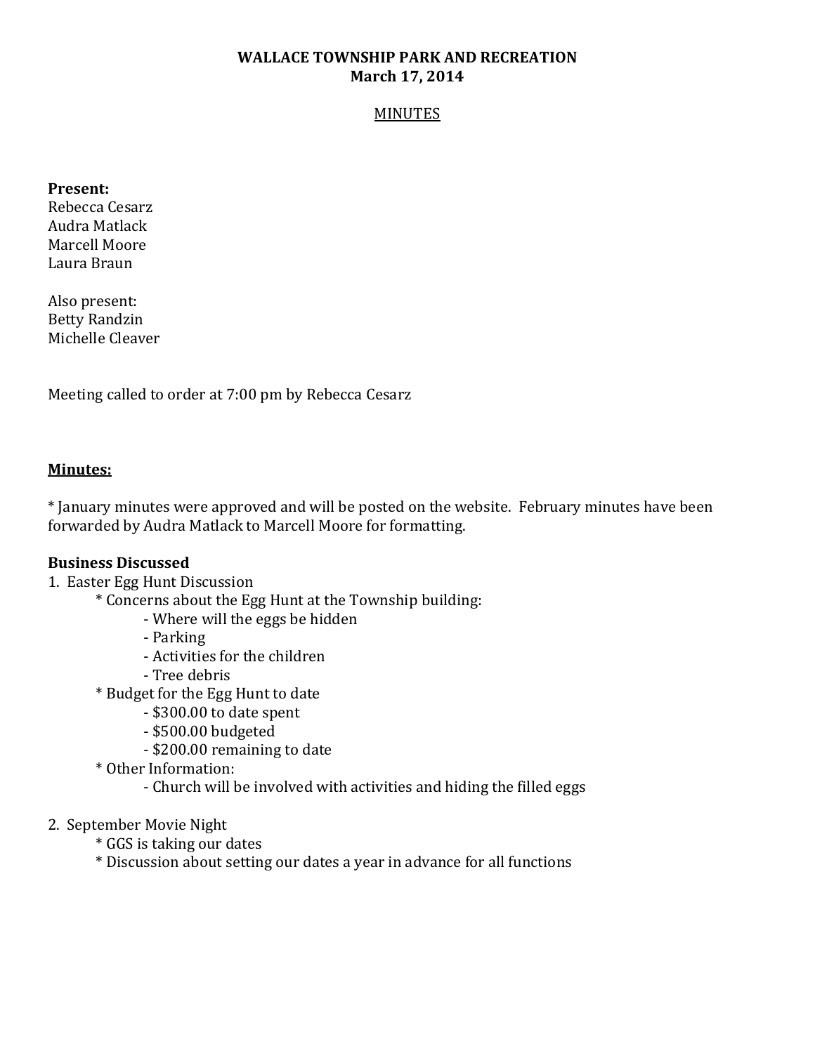**WALLACE TOWNSHIP PARK AND RECREATION**
**March 17, 2014**

MINUTES

**Present:**
Rebecca Cesarz
Audra Matlack
Marcell Moore
Laura Braun

Also present:
Betty Randzin
Michelle Cleaver

Meeting called to order at 7:00 pm by Rebecca Cesarz

**Minutes:**

* January minutes were approved and will be posted on the website. February minutes have been forwarded by Audra Matlack to Marcell Moore for formatting.

**Business Discussed**

1. Easter Egg Hunt Discussion
    * Concerns about the Egg Hunt at the Township building:
        - Where will the eggs be hidden
        - Parking
        - Activities for the children
        - Tree debris
    * Budget for the Egg Hunt to date
        - $300.00 to date spent
        - $500.00 budgeted
        - $200.00 remaining to date
    * Other Information:
        - Church will be involved with activities and hiding the filled eggs

2. September Movie Night
    * GGS is taking our dates
    * Discussion about setting our dates a year in advance for all functions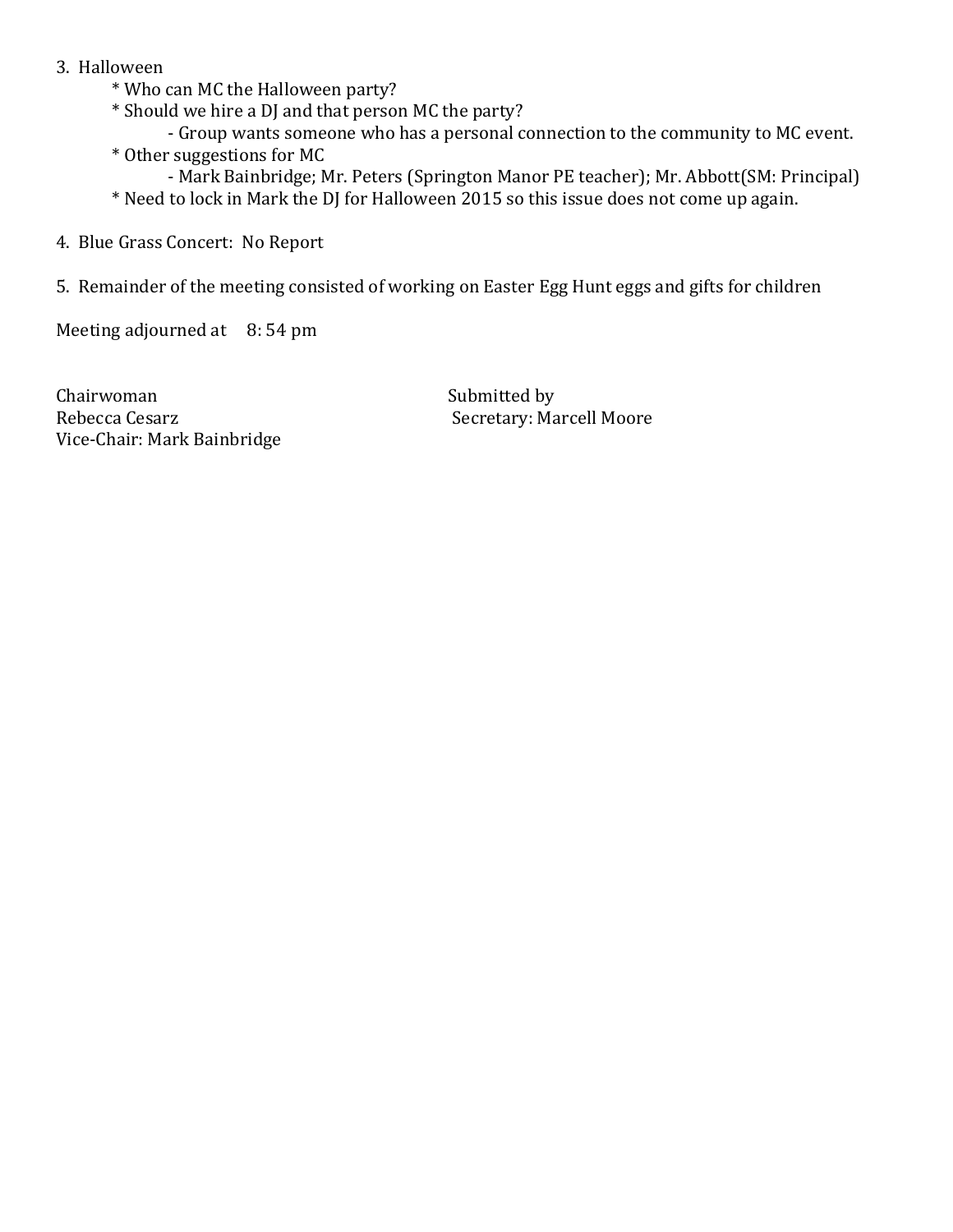3. Halloween
    * Who can MC the Halloween party?
    * Should we hire a DJ and that person MC the party?
        - Group wants someone who has a personal connection to the community to MC event.
    * Other suggestions for MC
        - Mark Bainbridge; Mr. Peters (Springton Manor PE teacher); Mr. Abbott(SM: Principal)
    * Need to lock in Mark the DJ for Halloween 2015 so this issue does not come up again.

4. Blue Grass Concert: No Report

5. Remainder of the meeting consisted of working on Easter Egg Hunt eggs and gifts for children

Meeting adjourned at 8: 54 pm

Chairwoman
Rebecca Cesarz
Vice-Chair: Mark Bainbridge

Submitted by
Secretary: Marcell Moore